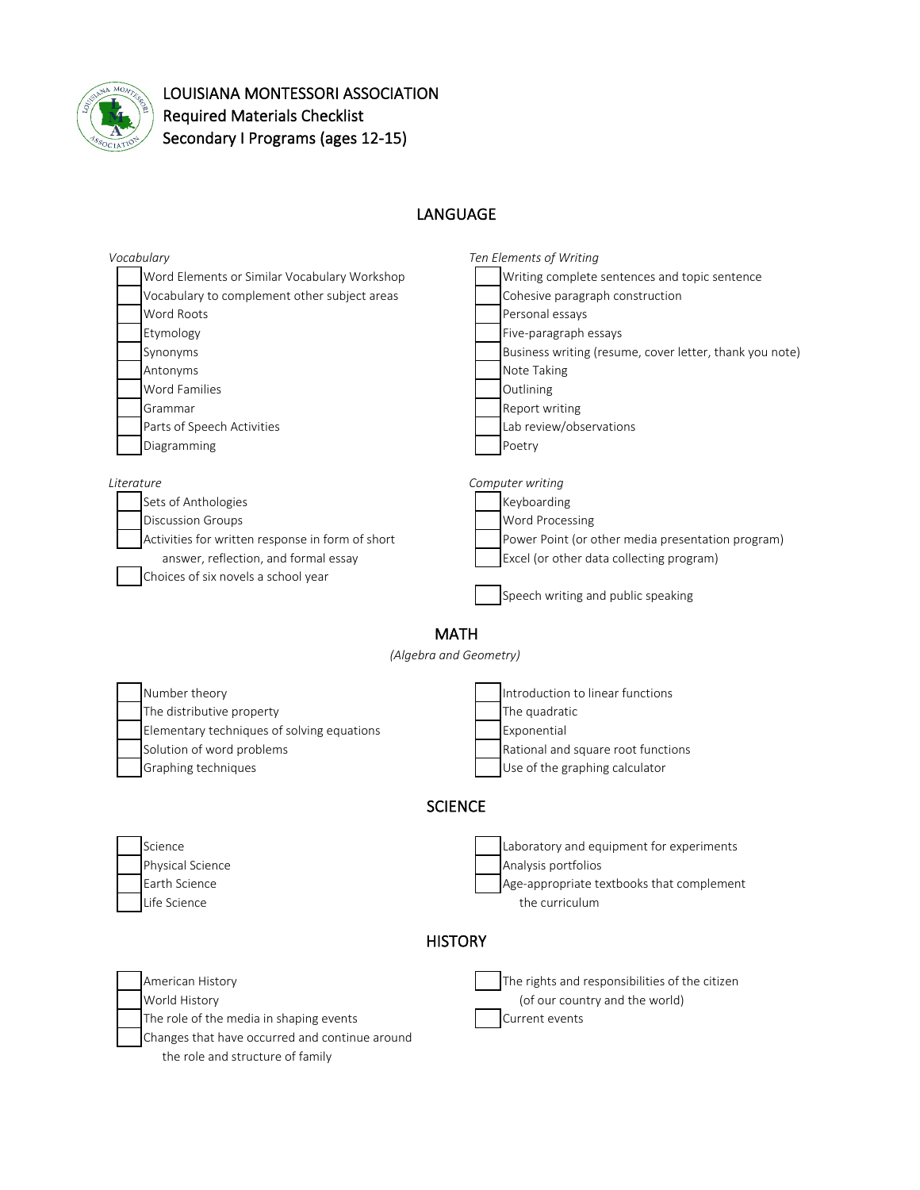# LOUISIANA MONTESSORI ASSOCIATION
Required Materials Checklist
Secondary I Programs (ages 12-15)

## LANGUAGE

*Vocabulary*

- [ ] Word Elements or Similar Vocabulary Workshop
- [ ] Vocabulary to complement other subject areas
- [ ] Word Roots
- [ ] Etymology
- [ ] Synonyms
- [ ] Antonyms
- [ ] Word Families
- [ ] Grammar
- [ ] Parts of Speech Activities
- [ ] Diagramming

*Literature*

- [ ] Sets of Anthologies
- [ ] Discussion Groups
- [ ] Activities for written response in form of short answer, reflection, and formal essay
- [ ] Choices of six novels a school year

*Ten Elements of Writing*

- [ ] Writing complete sentences and topic sentence
- [ ] Cohesive paragraph construction
- [ ] Personal essays
- [ ] Five-paragraph essays
- [ ] Business writing (resume, cover letter, thank you note)
- [ ] Note Taking
- [ ] Outlining
- [ ] Report writing
- [ ] Lab review/observations
- [ ] Poetry

*Computer writing*

- [ ] Keyboarding
- [ ] Word Processing
- [ ] Power Point (or other media presentation program)
- [ ] Excel (or other data collecting program)

- [ ] Speech writing and public speaking

## MATH

*(Algebra and Geometry)*

- [ ] Number theory
- [ ] The distributive property
- [ ] Elementary techniques of solving equations
- [ ] Solution of word problems
- [ ] Graphing techniques
- [ ] Introduction to linear functions
- [ ] The quadratic
- [ ] Exponential
- [ ] Rational and square root functions
- [ ] Use of the graphing calculator

## SCIENCE

- [ ] Science
- [ ] Physical Science
- [ ] Earth Science
- [ ] Life Science
- [ ] Laboratory and equipment for experiments
- [ ] Analysis portfolios
- [ ] Age-appropriate textbooks that complement the curriculum

## HISTORY

- [ ] American History
- [ ] World History
- [ ] The role of the media in shaping events
- [ ] Changes that have occurred and continue around the role and structure of family
- [ ] The rights and responsibilities of the citizen (of our country and the world)
- [ ] Current events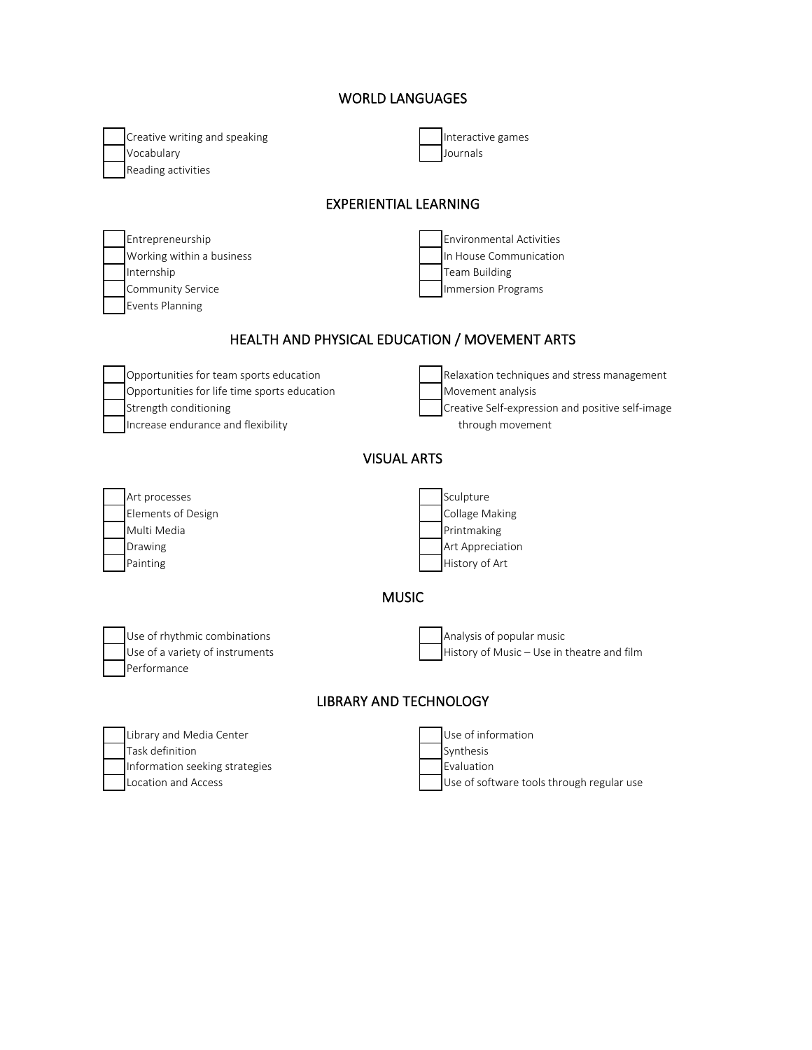## WORLD LANGUAGES

- [ ] Creative writing and speaking
- [ ] Vocabulary
- [ ] Reading activities
- [ ] Interactive games
- [ ] Journals

## EXPERIENTIAL LEARNING

- [ ] Entrepreneurship
- [ ] Working within a business
- [ ] Internship
- [ ] Community Service
- [ ] Events Planning
- [ ] Environmental Activities
- [ ] In House Communication
- [ ] Team Building
- [ ] Immersion Programs

## HEALTH AND PHYSICAL EDUCATION / MOVEMENT ARTS

- [ ] Opportunities for team sports education
- [ ] Opportunities for life time sports education
- [ ] Strength conditioning
- [ ] Increase endurance and flexibility
- [ ] Relaxation techniques and stress management
- [ ] Movement analysis
- [ ] Creative Self-expression and positive self-image through movement

## VISUAL ARTS

- [ ] Art processes
- [ ] Elements of Design
- [ ] Multi Media
- [ ] Drawing
- [ ] Painting
- [ ] Sculpture
- [ ] Collage Making
- [ ] Printmaking
- [ ] Art Appreciation
- [ ] History of Art

## MUSIC

- [ ] Use of rhythmic combinations
- [ ] Use of a variety of instruments
- [ ] Performance
- [ ] Analysis of popular music
- [ ] History of Music – Use in theatre and film

## LIBRARY AND TECHNOLOGY

- [ ] Library and Media Center
- [ ] Task definition
- [ ] Information seeking strategies
- [ ] Location and Access
- [ ] Use of information
- [ ] Synthesis
- [ ] Evaluation
- [ ] Use of software tools through regular use